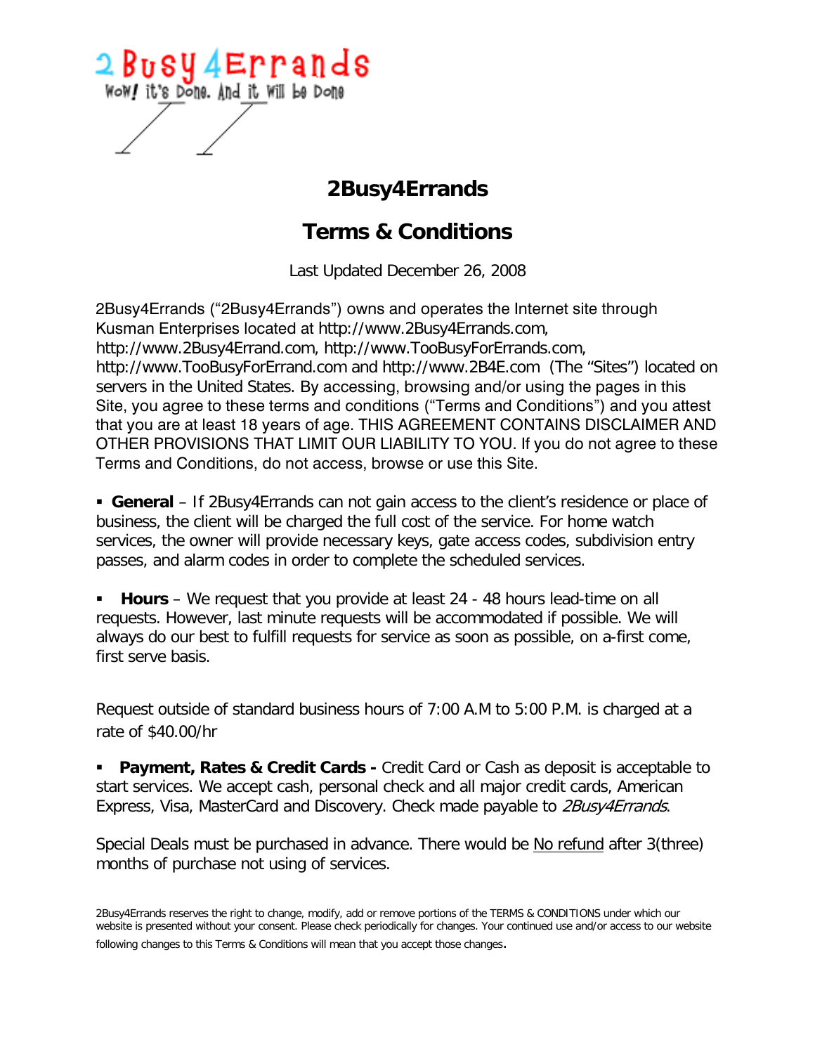2 Busy 4 Errands
WoW! it's Done. And it Will be Done

# 2Busy4Errands

## Terms & Conditions

Last Updated December 26, 2008

2Busy4Errands ("2Busy4Errands") owns and operates the Internet site through Kusman Enterprises located at http://www.2Busy4Errands.com, http://www.2Busy4Errand.com, http://www.TooBusyForErrands.com, http://www.TooBusyForErrand.com and http://www.2B4E.com (The "Sites") located on servers in the United States. By accessing, browsing and/or using the pages in this Site, you agree to these terms and conditions ("Terms and Conditions") and you attest that you are at least 18 years of age. THIS AGREEMENT CONTAINS DISCLAIMER AND OTHER PROVISIONS THAT LIMIT OUR LIABILITY TO YOU. If you do not agree to these Terms and Conditions, do not access, browse or use this Site.

- **General** – If 2Busy4Errands can not gain access to the client's residence or place of business, the client will be charged the full cost of the service. For home watch services, the owner will provide necessary keys, gate access codes, subdivision entry passes, and alarm codes in order to complete the scheduled services.

- **Hours** – We request that you provide at least 24 - 48 hours lead-time on all requests. However, last minute requests will be accommodated if possible. We will always do our best to fulfill requests for service as soon as possible, on a-first come, first serve basis.

Request outside of standard business hours of 7:00 A.M to 5:00 P.M. is charged at a rate of $40.00/hr

- **Payment, Rates & Credit Cards -** Credit Card or Cash as deposit is acceptable to start services. We accept cash, personal check and all major credit cards, American Express, Visa, MasterCard and Discovery. Check made payable to *2Busy4Errands*.

Special Deals must be purchased in advance. There would be No refund after 3(three) months of purchase not using of services.

2Busy4Errands reserves the right to change, modify, add or remove portions of the TERMS & CONDITIONS under which our website is presented without your consent. Please check periodically for changes. Your continued use and/or access to our website following changes to this Terms & Conditions will mean that you accept those changes.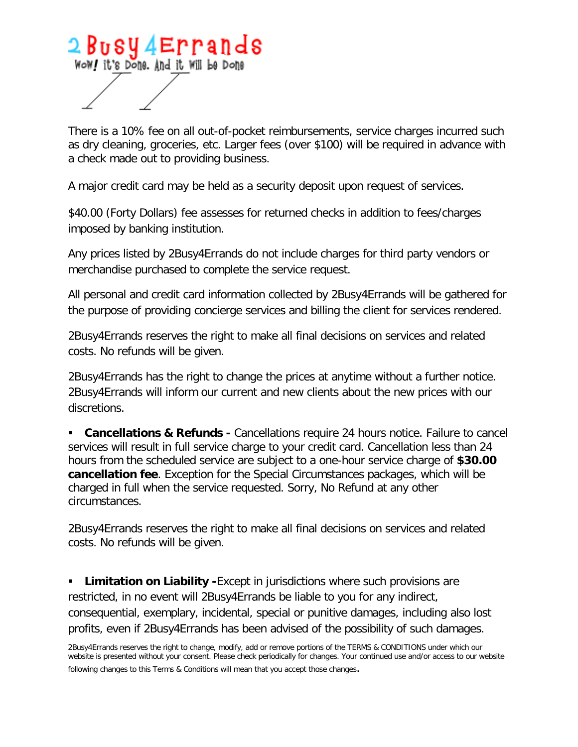2Busy4Errands

WoW! it's Done. And it Will be Done

There is a 10% fee on all out-of-pocket reimbursements, service charges incurred such as dry cleaning, groceries, etc. Larger fees (over $100) will be required in advance with a check made out to providing business.

A major credit card may be held as a security deposit upon request of services.

$40.00 (Forty Dollars) fee assesses for returned checks in addition to fees/charges imposed by banking institution.

Any prices listed by 2Busy4Errands do not include charges for third party vendors or merchandise purchased to complete the service request.

All personal and credit card information collected by 2Busy4Errands will be gathered for the purpose of providing concierge services and billing the client for services rendered.

2Busy4Errands reserves the right to make all final decisions on services and related costs. No refunds will be given.

2Busy4Errands has the right to change the prices at anytime without a further notice. 2Busy4Errands will inform our current and new clients about the new prices with our discretions.

- **Cancellations & Refunds -** Cancellations require 24 hours notice. Failure to cancel services will result in full service charge to your credit card. Cancellation less than 24 hours from the scheduled service are subject to a one-hour service charge of **$30.00 cancellation fee**. Exception for the Special Circumstances packages, which will be charged in full when the service requested. Sorry, No Refund at any other circumstances.

2Busy4Errands reserves the right to make all final decisions on services and related costs. No refunds will be given.

- **Limitation on Liability -** Except in jurisdictions where such provisions are restricted, in no event will 2Busy4Errands be liable to you for any indirect, consequential, exemplary, incidental, special or punitive damages, including also lost profits, even if 2Busy4Errands has been advised of the possibility of such damages.

2Busy4Errands reserves the right to change, modify, add or remove portions of the TERMS & CONDITIONS under which our website is presented without your consent. Please check periodically for changes. Your continued use and/or access to our website following changes to this Terms & Conditions will mean that you accept those changes.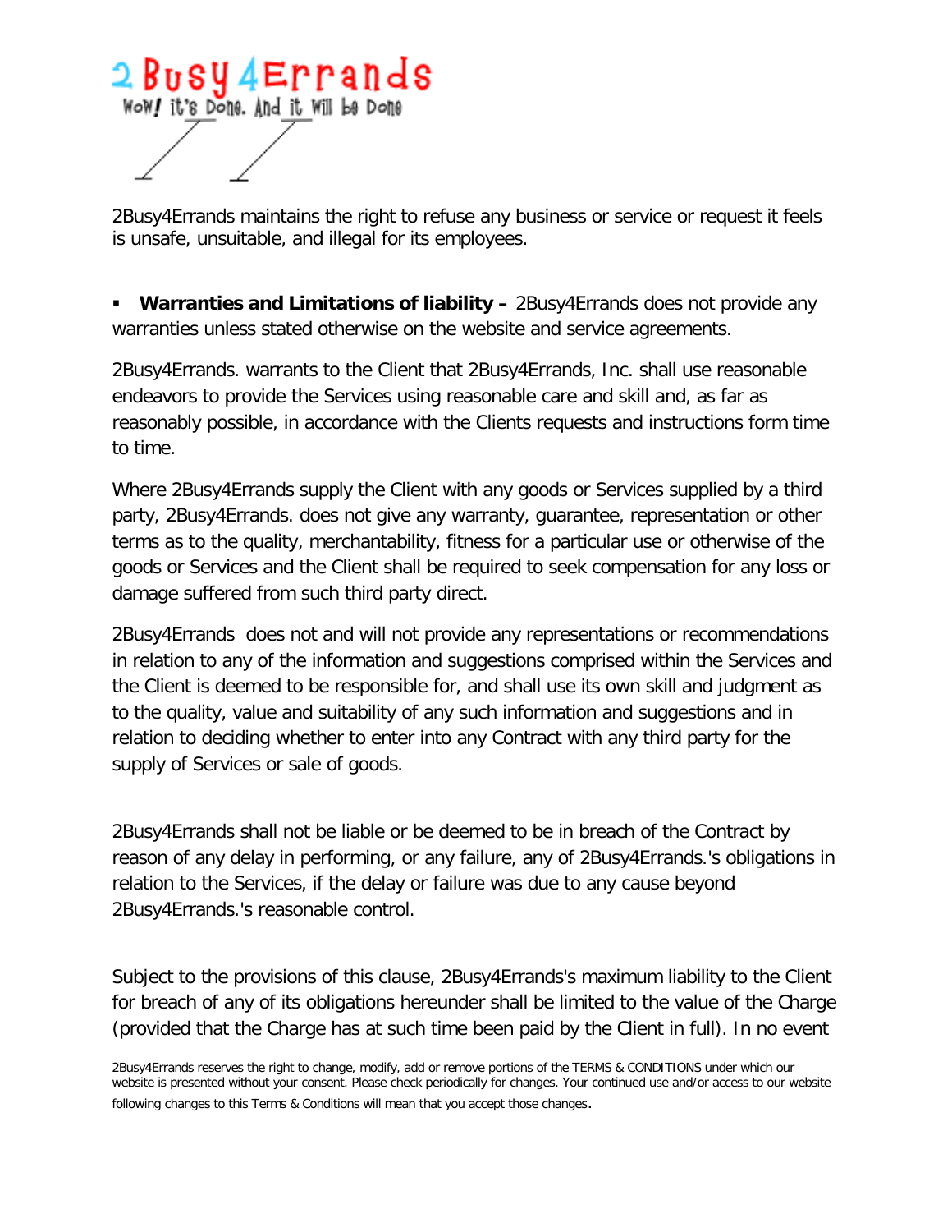2Busy4Errands maintains the right to refuse any business or service or request it feels is unsafe, unsuitable, and illegal for its employees.

- **Warranties and Limitations of liability –** 2Busy4Errands does not provide any warranties unless stated otherwise on the website and service agreements.

2Busy4Errands. warrants to the Client that 2Busy4Errands, Inc. shall use reasonable endeavors to provide the Services using reasonable care and skill and, as far as reasonably possible, in accordance with the Clients requests and instructions form time to time.

Where 2Busy4Errands supply the Client with any goods or Services supplied by a third party, 2Busy4Errands. does not give any warranty, guarantee, representation or other terms as to the quality, merchantability, fitness for a particular use or otherwise of the goods or Services and the Client shall be required to seek compensation for any loss or damage suffered from such third party direct.

2Busy4Errands does not and will not provide any representations or recommendations in relation to any of the information and suggestions comprised within the Services and the Client is deemed to be responsible for, and shall use its own skill and judgment as to the quality, value and suitability of any such information and suggestions and in relation to deciding whether to enter into any Contract with any third party for the supply of Services or sale of goods.

2Busy4Errands shall not be liable or be deemed to be in breach of the Contract by reason of any delay in performing, or any failure, any of 2Busy4Errands.'s obligations in relation to the Services, if the delay or failure was due to any cause beyond 2Busy4Errands.'s reasonable control.

Subject to the provisions of this clause, 2Busy4Errands's maximum liability to the Client for breach of any of its obligations hereunder shall be limited to the value of the Charge (provided that the Charge has at such time been paid by the Client in full). In no event

2Busy4Errands reserves the right to change, modify, add or remove portions of the TERMS & CONDITIONS under which our website is presented without your consent. Please check periodically for changes. Your continued use and/or access to our website following changes to this Terms & Conditions will mean that you accept those changes.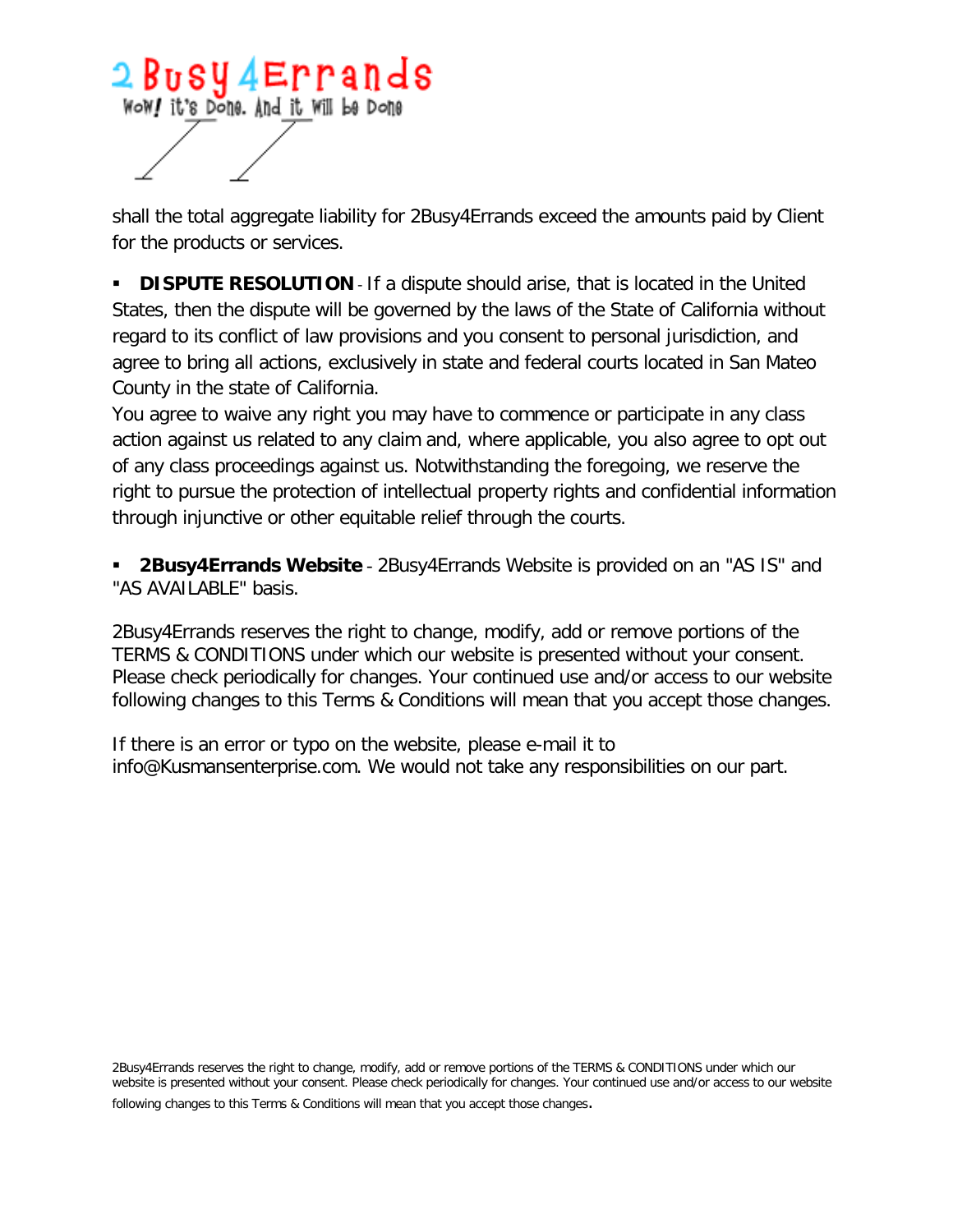shall the total aggregate liability for 2Busy4Errands exceed the amounts paid by Client for the products or services.

- **DISPUTE RESOLUTION** - If a dispute should arise, that is located in the United States, then the dispute will be governed by the laws of the State of California without regard to its conflict of law provisions and you consent to personal jurisdiction, and agree to bring all actions, exclusively in state and federal courts located in San Mateo County in the state of California.

You agree to waive any right you may have to commence or participate in any class action against us related to any claim and, where applicable, you also agree to opt out of any class proceedings against us. Notwithstanding the foregoing, we reserve the right to pursue the protection of intellectual property rights and confidential information through injunctive or other equitable relief through the courts.

- **2Busy4Errands Website** - 2Busy4Errands Website is provided on an "AS IS" and "AS AVAILABLE" basis.

2Busy4Errands reserves the right to change, modify, add or remove portions of the TERMS & CONDITIONS under which our website is presented without your consent. Please check periodically for changes. Your continued use and/or access to our website following changes to this Terms & Conditions will mean that you accept those changes.

If there is an error or typo on the website, please e-mail it to info@Kusmansenterprise.com. We would not take any responsibilities on our part.